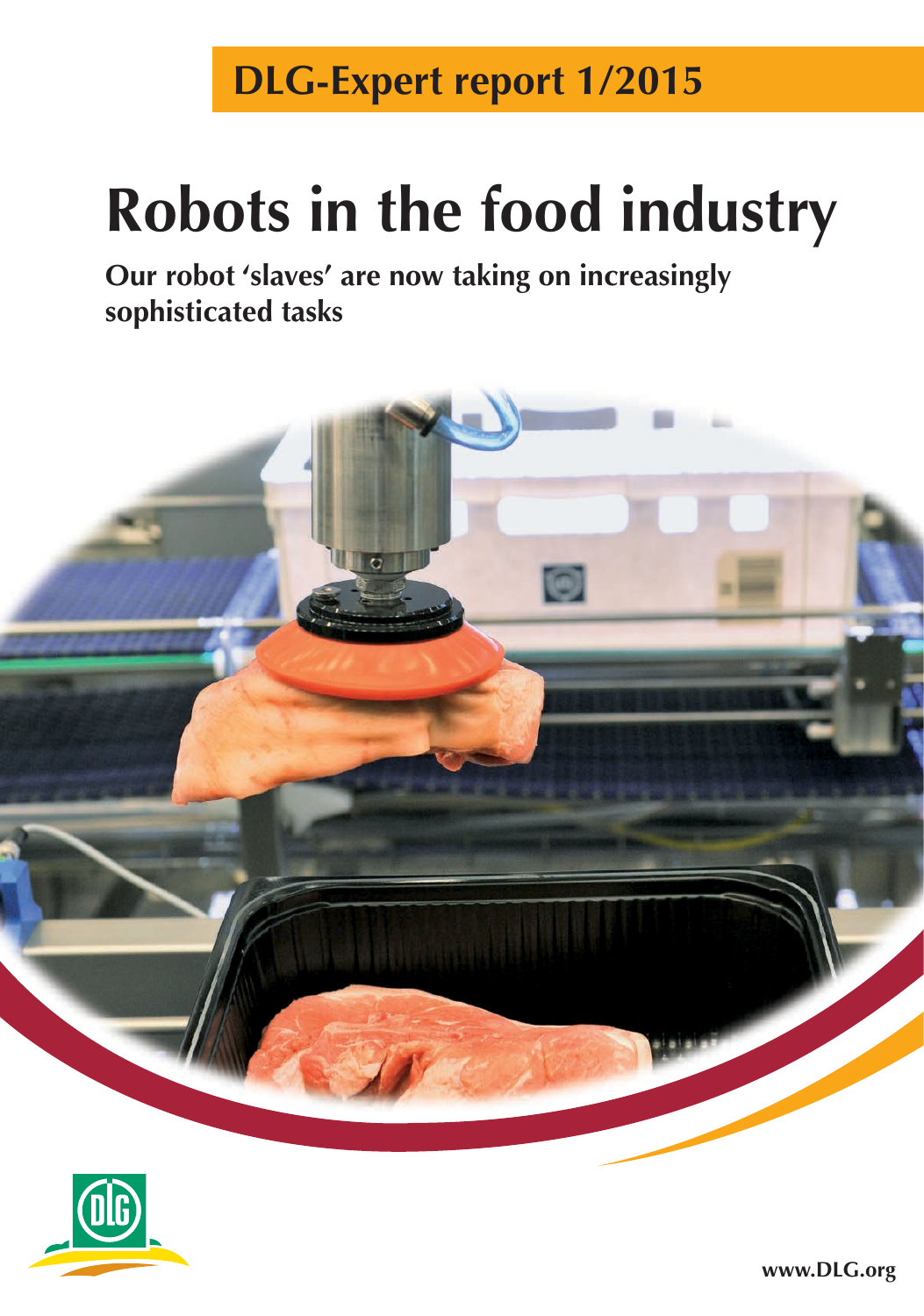**DLG-Expert report 1/2015**

# Robots in the food industry

**Our robot 'slaves' are now taking on increasingly sophisticated tasks**

www.DLG.org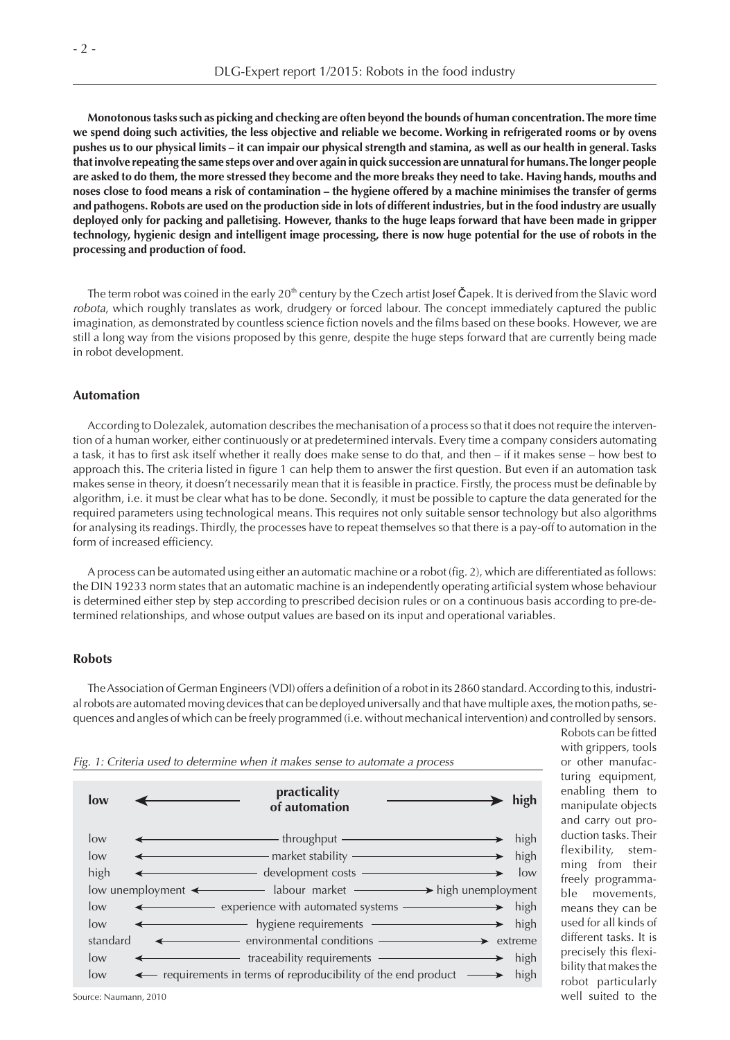**Monotonous tasks such as picking and checking are often beyond the bounds of human concentration. The more time we spend doing such activities, the less objective and reliable we become. Working in refrigerated rooms or by ovens pushes us to our physical limits – it can impair our physical strength and stamina, as well as our health in general. Tasks that involve repeating the same steps over and over again in quick succession are unnatural for humans. The longer people are asked to do them, the more stressed they become and the more breaks they need to take. Having hands, mouths and noses close to food means a risk of contamination – the hygiene offered by a machine minimises the transfer of germs and pathogens. Robots are used on the production side in lots of different industries, but in the food industry are usually deployed only for packing and palletising. However, thanks to the huge leaps forward that have been made in gripper technology, hygienic design and intelligent image processing, there is now huge potential for the use of robots in the processing and production of food.**

The term robot was coined in the early 20th century by the Czech artist Josef Čapek. It is derived from the Slavic word *robota*, which roughly translates as work, drudgery or forced labour. The concept immediately captured the public imagination, as demonstrated by countless science fiction novels and the films based on these books. However, we are still a long way from the visions proposed by this genre, despite the huge steps forward that are currently being made in robot development.

## Automation

According to Dolezalek, automation describes the mechanisation of a process so that it does not require the intervention of a human worker, either continuously or at predetermined intervals. Every time a company considers automating a task, it has to first ask itself whether it really does make sense to do that, and then – if it makes sense – how best to approach this. The criteria listed in figure 1 can help them to answer the first question. But even if an automation task makes sense in theory, it doesn't necessarily mean that it is feasible in practice. Firstly, the process must be definable by algorithm, i.e. it must be clear what has to be done. Secondly, it must be possible to capture the data generated for the required parameters using technological means. This requires not only suitable sensor technology but also algorithms for analysing its readings. Thirdly, the processes have to repeat themselves so that there is a pay-off to automation in the form of increased efficiency.

A process can be automated using either an automatic machine or a robot (fig. 2), which are differentiated as follows: the DIN 19233 norm states that an automatic machine is an independently operating artificial system whose behaviour is determined either step by step according to prescribed decision rules or on a continuous basis according to pre-determined relationships, and whose output values are based on its input and operational variables.

## Robots

The Association of German Engineers (VDI) offers a definition of a robot in its 2860 standard. According to this, industrial robots are automated moving devices that can be deployed universally and that have multiple axes, the motion paths, sequences and angles of which can be freely programmed (i.e. without mechanical intervention) and controlled by sensors. Robots can be fitted with grippers, tools or other manufacturing equipment, enabling them to manipulate objects and carry out production tasks. Their flexibility, stemming from their freely programmable movements, means they can be used for all kinds of different tasks. It is precisely this flexibility that makes the robot particularly well suited to the

*Fig. 1: Criteria used to determine when it makes sense to automate a process*

| low ← | practicality of automation | → high |
|---|---|---|
| low | throughput | high |
| low | market stability | high |
| high | development costs | low |
| low unemployment | labour market | high unemployment |
| low | experience with automated systems | high |
| low | hygiene requirements | high |
| standard | environmental conditions | extreme |
| low | traceability requirements | high |
| low | requirements in terms of reproducibility of the end product | high |

Source: Naumann, 2010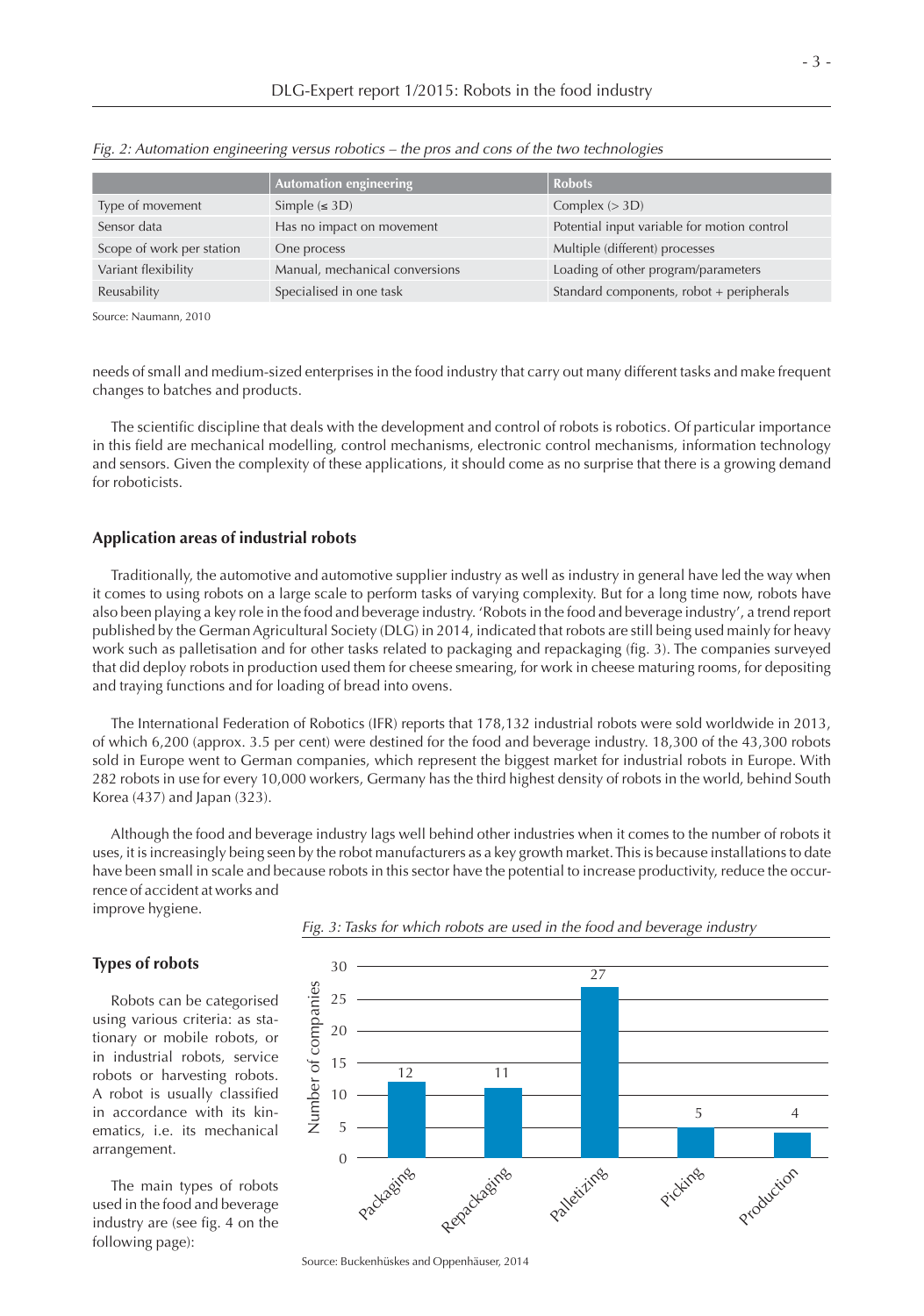*Fig. 2: Automation engineering versus robotics – the pros and cons of the two technologies*

| | Automation engineering | Robots |
|---|---|---|
| Type of movement | Simple (≤ 3D) | Complex (> 3D) |
| Sensor data | Has no impact on movement | Potential input variable for motion control |
| Scope of work per station | One process | Multiple (different) processes |
| Variant flexibility | Manual, mechanical conversions | Loading of other program/parameters |
| Reusability | Specialised in one task | Standard components, robot + peripherals |

Source: Naumann, 2010

needs of small and medium-sized enterprises in the food industry that carry out many different tasks and make frequent changes to batches and products.

The scientific discipline that deals with the development and control of robots is robotics. Of particular importance in this field are mechanical modelling, control mechanisms, electronic control mechanisms, information technology and sensors. Given the complexity of these applications, it should come as no surprise that there is a growing demand for roboticists.

## Application areas of industrial robots

Traditionally, the automotive and automotive supplier industry as well as industry in general have led the way when it comes to using robots on a large scale to perform tasks of varying complexity. But for a long time now, robots have also been playing a key role in the food and beverage industry. 'Robots in the food and beverage industry', a trend report published by the German Agricultural Society (DLG) in 2014, indicated that robots are still being used mainly for heavy work such as palletisation and for other tasks related to packaging and repackaging (fig. 3). The companies surveyed that did deploy robots in production used them for cheese smearing, for work in cheese maturing rooms, for depositing and traying functions and for loading of bread into ovens.

The International Federation of Robotics (IFR) reports that 178,132 industrial robots were sold worldwide in 2013, of which 6,200 (approx. 3.5 per cent) were destined for the food and beverage industry. 18,300 of the 43,300 robots sold in Europe went to German companies, which represent the biggest market for industrial robots in Europe. With 282 robots in use for every 10,000 workers, Germany has the third highest density of robots in the world, behind South Korea (437) and Japan (323).

Although the food and beverage industry lags well behind other industries when it comes to the number of robots it uses, it is increasingly being seen by the robot manufacturers as a key growth market. This is because installations to date have been small in scale and because robots in this sector have the potential to increase productivity, reduce the occurrence of accident at works and improve hygiene.

*Fig. 3: Tasks for which robots are used in the food and beverage industry*

| Task | Number of companies |
|---|---|
| Packaging | 12 |
| Repackaging | 11 |
| Palletizing | 27 |
| Picking | 5 |
| Production | 4 |

Source: Buckenhüskes and Oppenhäuser, 2014

## Types of robots

Robots can be categorised using various criteria: as stationary or mobile robots, or in industrial robots, service robots or harvesting robots. A robot is usually classified in accordance with its kinematics, i.e. its mechanical arrangement.

The main types of robots used in the food and beverage industry are (see fig. 4 on the following page):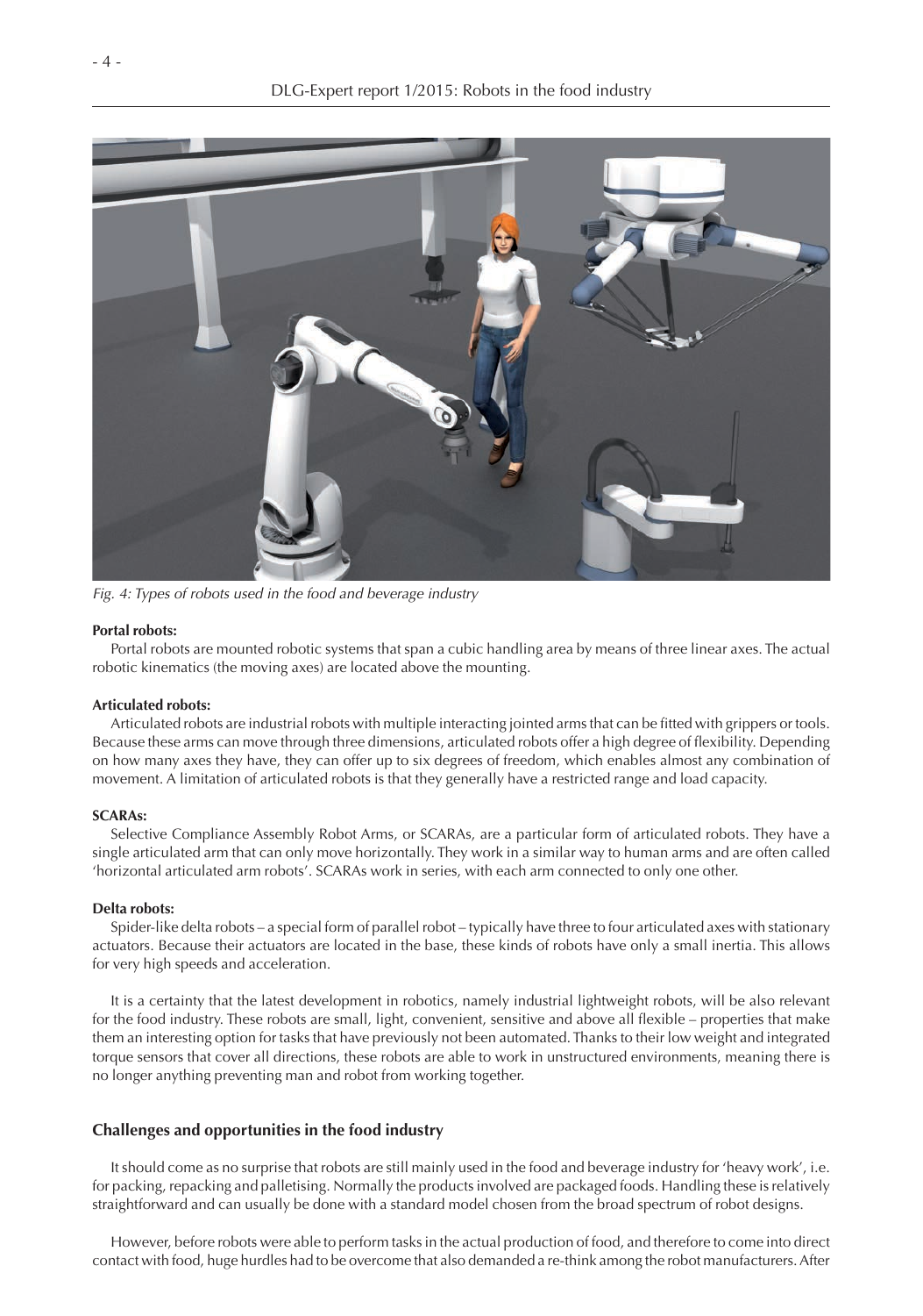*Fig. 4: Types of robots used in the food and beverage industry*

**Portal robots:**

Portal robots are mounted robotic systems that span a cubic handling area by means of three linear axes. The actual robotic kinematics (the moving axes) are located above the mounting.

**Articulated robots:**

Articulated robots are industrial robots with multiple interacting jointed arms that can be fitted with grippers or tools. Because these arms can move through three dimensions, articulated robots offer a high degree of flexibility. Depending on how many axes they have, they can offer up to six degrees of freedom, which enables almost any combination of movement. A limitation of articulated robots is that they generally have a restricted range and load capacity.

**SCARAs:**

Selective Compliance Assembly Robot Arms, or SCARAs, are a particular form of articulated robots. They have a single articulated arm that can only move horizontally. They work in a similar way to human arms and are often called 'horizontal articulated arm robots'. SCARAs work in series, with each arm connected to only one other.

**Delta robots:**

Spider-like delta robots – a special form of parallel robot – typically have three to four articulated axes with stationary actuators. Because their actuators are located in the base, these kinds of robots have only a small inertia. This allows for very high speeds and acceleration.

It is a certainty that the latest development in robotics, namely industrial lightweight robots, will be also relevant for the food industry. These robots are small, light, convenient, sensitive and above all flexible – properties that make them an interesting option for tasks that have previously not been automated. Thanks to their low weight and integrated torque sensors that cover all directions, these robots are able to work in unstructured environments, meaning there is no longer anything preventing man and robot from working together.

## Challenges and opportunities in the food industry

It should come as no surprise that robots are still mainly used in the food and beverage industry for 'heavy work', i.e. for packing, repacking and palletising. Normally the products involved are packaged foods. Handling these is relatively straightforward and can usually be done with a standard model chosen from the broad spectrum of robot designs.

However, before robots were able to perform tasks in the actual production of food, and therefore to come into direct contact with food, huge hurdles had to be overcome that also demanded a re-think among the robot manufacturers. After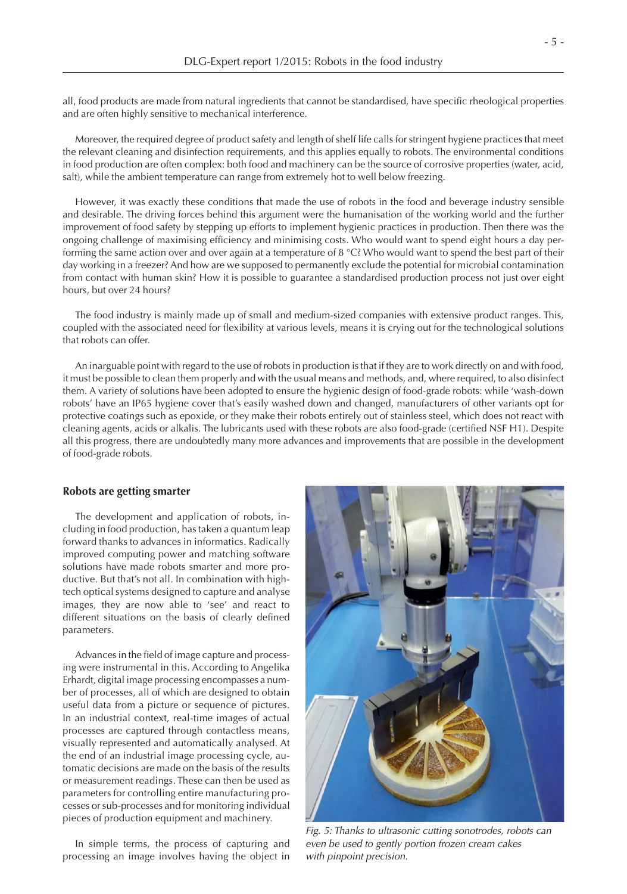all, food products are made from natural ingredients that cannot be standardised, have specific rheological properties and are often highly sensitive to mechanical interference.

Moreover, the required degree of product safety and length of shelf life calls for stringent hygiene practices that meet the relevant cleaning and disinfection requirements, and this applies equally to robots. The environmental conditions in food production are often complex: both food and machinery can be the source of corrosive properties (water, acid, salt), while the ambient temperature can range from extremely hot to well below freezing.

However, it was exactly these conditions that made the use of robots in the food and beverage industry sensible and desirable. The driving forces behind this argument were the humanisation of the working world and the further improvement of food safety by stepping up efforts to implement hygienic practices in production. Then there was the ongoing challenge of maximising efficiency and minimising costs. Who would want to spend eight hours a day performing the same action over and over again at a temperature of 8 °C? Who would want to spend the best part of their day working in a freezer? And how are we supposed to permanently exclude the potential for microbial contamination from contact with human skin? How it is possible to guarantee a standardised production process not just over eight hours, but over 24 hours?

The food industry is mainly made up of small and medium-sized companies with extensive product ranges. This, coupled with the associated need for flexibility at various levels, means it is crying out for the technological solutions that robots can offer.

An inarguable point with regard to the use of robots in production is that if they are to work directly on and with food, it must be possible to clean them properly and with the usual means and methods, and, where required, to also disinfect them. A variety of solutions have been adopted to ensure the hygienic design of food-grade robots: while 'wash-down robots' have an IP65 hygiene cover that's easily washed down and changed, manufacturers of other variants opt for protective coatings such as epoxide, or they make their robots entirely out of stainless steel, which does not react with cleaning agents, acids or alkalis. The lubricants used with these robots are also food-grade (certified NSF H1). Despite all this progress, there are undoubtedly many more advances and improvements that are possible in the development of food-grade robots.

## Robots are getting smarter

The development and application of robots, including in food production, has taken a quantum leap forward thanks to advances in informatics. Radically improved computing power and matching software solutions have made robots smarter and more productive. But that's not all. In combination with high-tech optical systems designed to capture and analyse images, they are now able to 'see' and react to different situations on the basis of clearly defined parameters.

Advances in the field of image capture and processing were instrumental in this. According to Angelika Erhardt, digital image processing encompasses a number of processes, all of which are designed to obtain useful data from a picture or sequence of pictures. In an industrial context, real-time images of actual processes are captured through contactless means, visually represented and automatically analysed. At the end of an industrial image processing cycle, automatic decisions are made on the basis of the results or measurement readings. These can then be used as parameters for controlling entire manufacturing processes or sub-processes and for monitoring individual pieces of production equipment and machinery.

In simple terms, the process of capturing and processing an image involves having the object in

*Fig. 5: Thanks to ultrasonic cutting sonotrodes, robots can even be used to gently portion frozen cream cakes with pinpoint precision.*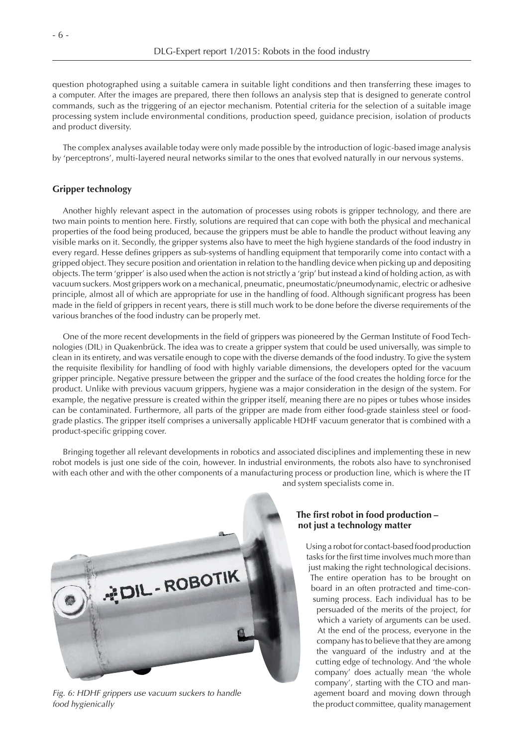question photographed using a suitable camera in suitable light conditions and then transferring these images to a computer. After the images are prepared, there then follows an analysis step that is designed to generate control commands, such as the triggering of an ejector mechanism. Potential criteria for the selection of a suitable image processing system include environmental conditions, production speed, guidance precision, isolation of products and product diversity.

The complex analyses available today were only made possible by the introduction of logic-based image analysis by 'perceptrons', multi-layered neural networks similar to the ones that evolved naturally in our nervous systems.

### Gripper technology

Another highly relevant aspect in the automation of processes using robots is gripper technology, and there are two main points to mention here. Firstly, solutions are required that can cope with both the physical and mechanical properties of the food being produced, because the grippers must be able to handle the product without leaving any visible marks on it. Secondly, the gripper systems also have to meet the high hygiene standards of the food industry in every regard. Hesse defines grippers as sub-systems of handling equipment that temporarily come into contact with a gripped object. They secure position and orientation in relation to the handling device when picking up and depositing objects. The term 'gripper' is also used when the action is not strictly a 'grip' but instead a kind of holding action, as with vacuum suckers. Most grippers work on a mechanical, pneumatic, pneumostatic/pneumodynamic, electric or adhesive principle, almost all of which are appropriate for use in the handling of food. Although significant progress has been made in the field of grippers in recent years, there is still much work to be done before the diverse requirements of the various branches of the food industry can be properly met.

One of the more recent developments in the field of grippers was pioneered by the German Institute of Food Technologies (DIL) in Quakenbrück. The idea was to create a gripper system that could be used universally, was simple to clean in its entirety, and was versatile enough to cope with the diverse demands of the food industry. To give the system the requisite flexibility for handling of food with highly variable dimensions, the developers opted for the vacuum gripper principle. Negative pressure between the gripper and the surface of the food creates the holding force for the product. Unlike with previous vacuum grippers, hygiene was a major consideration in the design of the system. For example, the negative pressure is created within the gripper itself, meaning there are no pipes or tubes whose insides can be contaminated. Furthermore, all parts of the gripper are made from either food-grade stainless steel or food-grade plastics. The gripper itself comprises a universally applicable HDHF vacuum generator that is combined with a product-specific gripping cover.

Bringing together all relevant developments in robotics and associated disciplines and implementing these in new robot models is just one side of the coin, however. In industrial environments, the robots also have to synchronised with each other and with the other components of a manufacturing process or production line, which is where the IT and system specialists come in.

*Fig. 6: HDHF grippers use vacuum suckers to handle food hygienically*

### The first robot in food production – not just a technology matter

Using a robot for contact-based food production tasks for the first time involves much more than just making the right technological decisions. The entire operation has to be brought on board in an often protracted and time-consuming process. Each individual has to be persuaded of the merits of the project, for which a variety of arguments can be used. At the end of the process, everyone in the company has to believe that they are among the vanguard of the industry and at the cutting edge of technology. And 'the whole company' does actually mean 'the whole company', starting with the CTO and management board and moving down through the product committee, quality management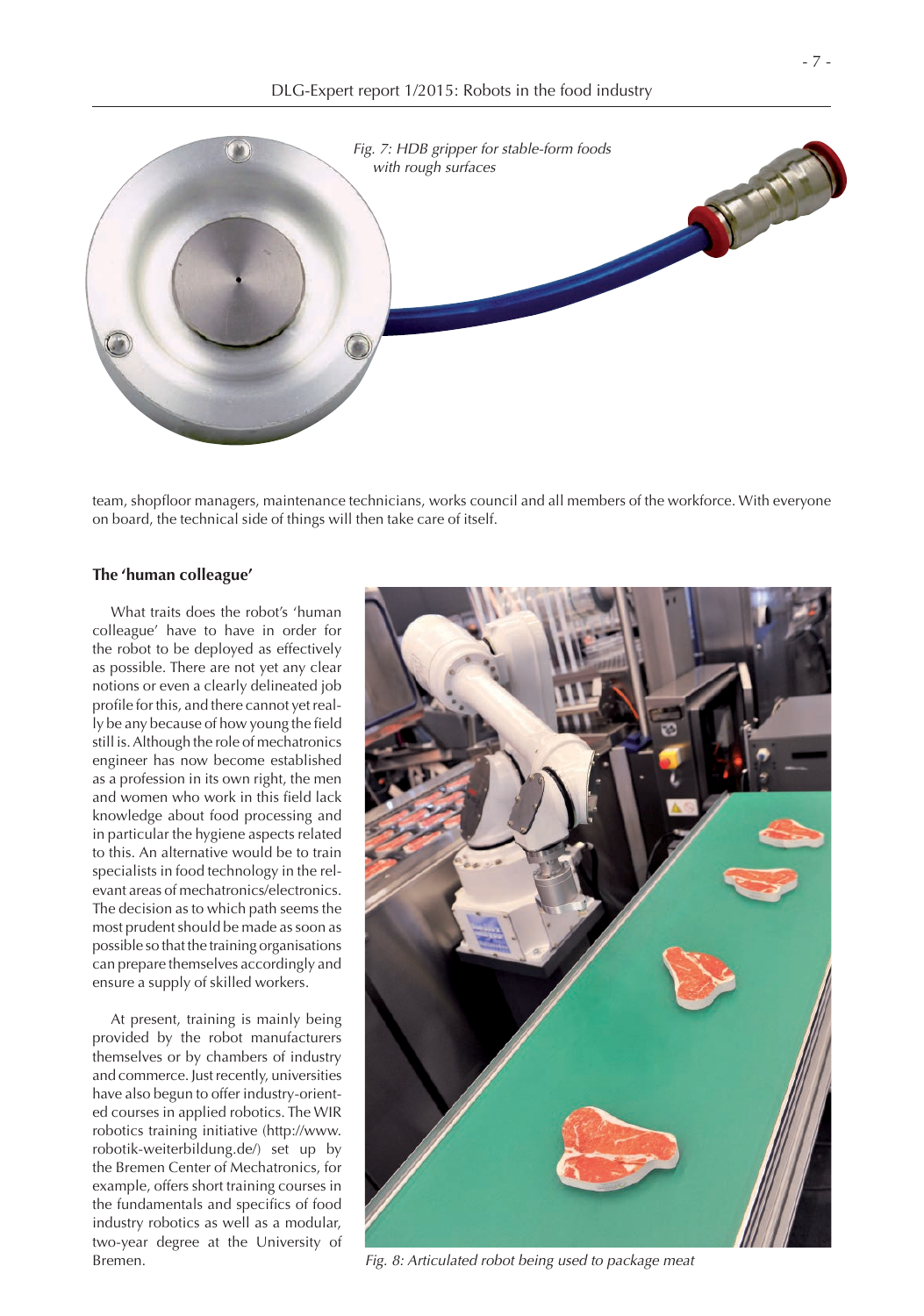*Fig. 7: HDB gripper for stable-form foods with rough surfaces*

team, shopfloor managers, maintenance technicians, works council and all members of the workforce. With everyone on board, the technical side of things will then take care of itself.

### The 'human colleague'

What traits does the robot's 'human colleague' have to have in order for the robot to be deployed as effectively as possible. There are not yet any clear notions or even a clearly delineated job profile for this, and there cannot yet really be any because of how young the field still is. Although the role of mechatronics engineer has now become established as a profession in its own right, the men and women who work in this field lack knowledge about food processing and in particular the hygiene aspects related to this. An alternative would be to train specialists in food technology in the relevant areas of mechatronics/electronics. The decision as to which path seems the most prudent should be made as soon as possible so that the training organisations can prepare themselves accordingly and ensure a supply of skilled workers.

At present, training is mainly being provided by the robot manufacturers themselves or by chambers of industry and commerce. Just recently, universities have also begun to offer industry-oriented courses in applied robotics. The WIR robotics training initiative (http://www.robotik-weiterbildung.de/) set up by the Bremen Center of Mechatronics, for example, offers short training courses in the fundamentals and specifics of food industry robotics as well as a modular, two-year degree at the University of Bremen.

*Fig. 8: Articulated robot being used to package meat*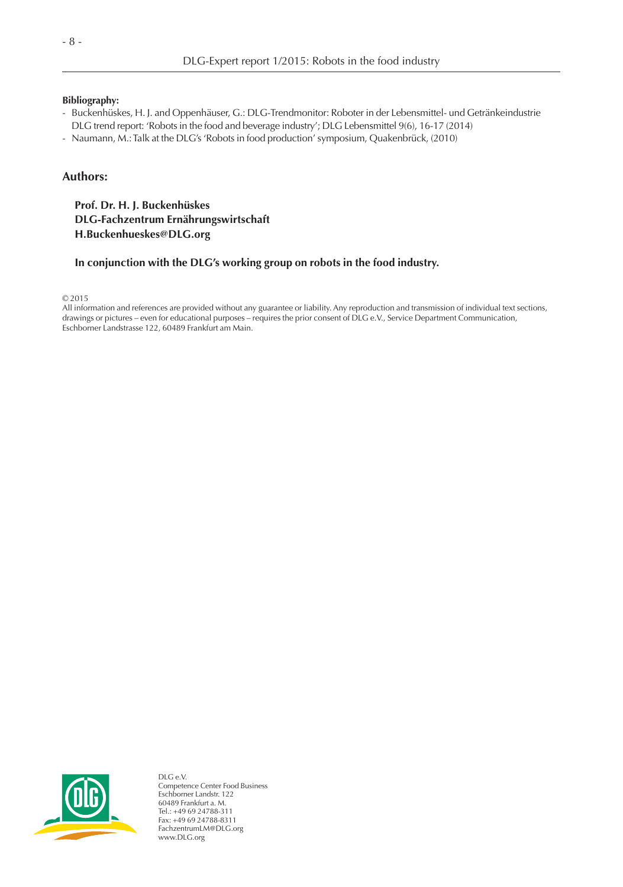**Bibliography:**

- Buckenhüskes, H. J. and Oppenhäuser, G.: DLG-Trendmonitor: Roboter in der Lebensmittel- und Getränkeindustrie DLG trend report: 'Robots in the food and beverage industry'; DLG Lebensmittel 9(6), 16-17 (2014)
- Naumann, M.: Talk at the DLG's 'Robots in food production' symposium, Quakenbrück, (2010)

## Authors:

**Prof. Dr. H. J. Buckenhüskes**
**DLG-Fachzentrum Ernährungswirtschaft**
**H.Buckenhueskes@DLG.org**

**In conjunction with the DLG's working group on robots in the food industry.**

© 2015
All information and references are provided without any guarantee or liability. Any reproduction and transmission of individual text sections, drawings or pictures – even for educational purposes – requires the prior consent of DLG e.V., Service Department Communication, Eschborner Landstrasse 122, 60489 Frankfurt am Main.

DLG e.V.
Competence Center Food Business
Eschborner Landstr. 122
60489 Frankfurt a. M.
Tel.: +49 69 24788-311
Fax: +49 69 24788-8311
FachzentrumLM@DLG.org
www.DLG.org